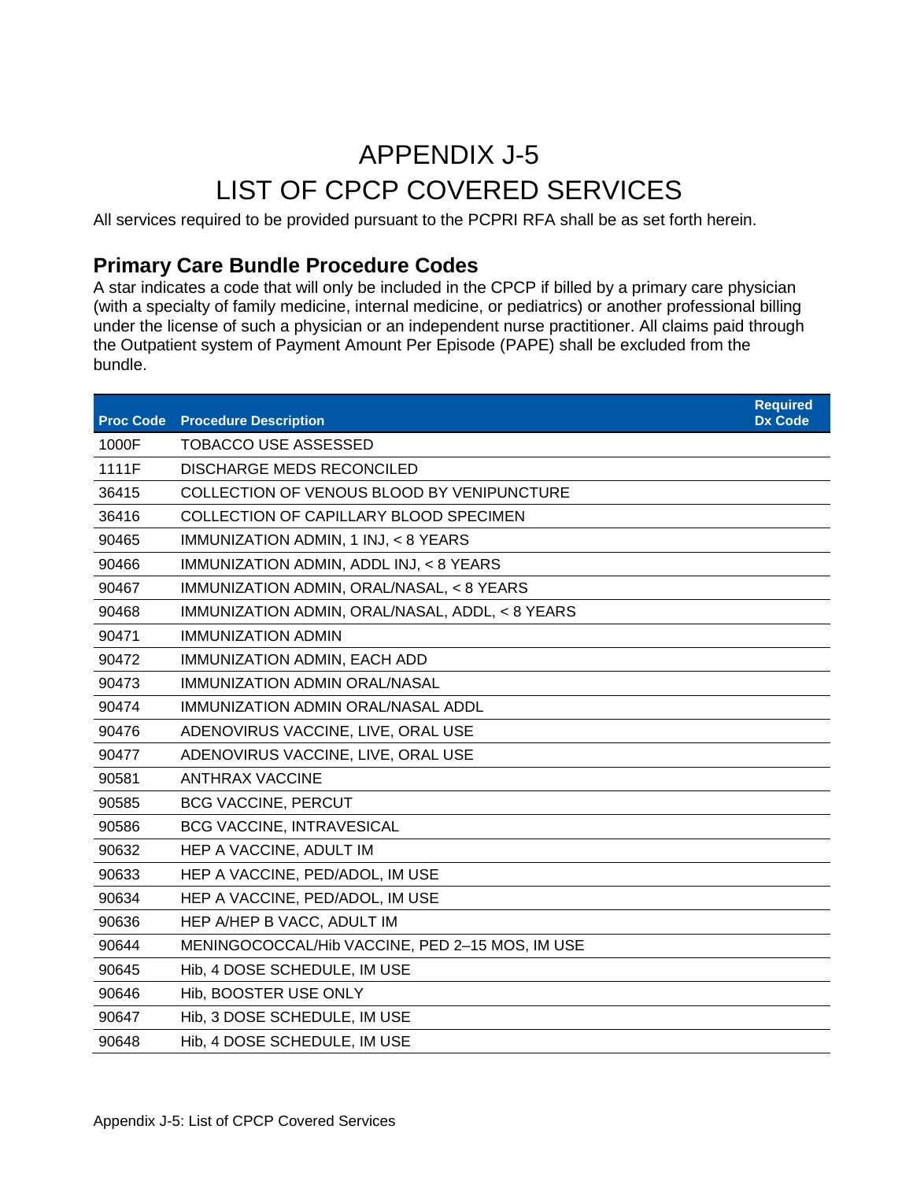# APPENDIX J-5
# LIST OF CPCP COVERED SERVICES

All services required to be provided pursuant to the PCPRI RFA shall be as set forth herein.

## Primary Care Bundle Procedure Codes

A star indicates a code that will only be included in the CPCP if billed by a primary care physician (with a specialty of family medicine, internal medicine, or pediatrics) or another professional billing under the license of such a physician or an independent nurse practitioner. All claims paid through the Outpatient system of Payment Amount Per Episode (PAPE) shall be excluded from the bundle.

| Proc Code | Procedure Description | Required Dx Code |
|---|---|---|
| 1000F | TOBACCO USE ASSESSED | |
| 1111F | DISCHARGE MEDS RECONCILED | |
| 36415 | COLLECTION OF VENOUS BLOOD BY VENIPUNCTURE | |
| 36416 | COLLECTION OF CAPILLARY BLOOD SPECIMEN | |
| 90465 | IMMUNIZATION ADMIN, 1 INJ, < 8 YEARS | |
| 90466 | IMMUNIZATION ADMIN, ADDL INJ, < 8 YEARS | |
| 90467 | IMMUNIZATION ADMIN, ORAL/NASAL, < 8 YEARS | |
| 90468 | IMMUNIZATION ADMIN, ORAL/NASAL, ADDL, < 8 YEARS | |
| 90471 | IMMUNIZATION ADMIN | |
| 90472 | IMMUNIZATION ADMIN, EACH ADD | |
| 90473 | IMMUNIZATION ADMIN ORAL/NASAL | |
| 90474 | IMMUNIZATION ADMIN ORAL/NASAL ADDL | |
| 90476 | ADENOVIRUS VACCINE, LIVE, ORAL USE | |
| 90477 | ADENOVIRUS VACCINE, LIVE, ORAL USE | |
| 90581 | ANTHRAX VACCINE | |
| 90585 | BCG VACCINE, PERCUT | |
| 90586 | BCG VACCINE, INTRAVESICAL | |
| 90632 | HEP A VACCINE, ADULT IM | |
| 90633 | HEP A VACCINE, PED/ADOL, IM USE | |
| 90634 | HEP A VACCINE, PED/ADOL, IM USE | |
| 90636 | HEP A/HEP B VACC, ADULT IM | |
| 90644 | MENINGOCOCCAL/Hib VACCINE, PED 2–15 MOS, IM USE | |
| 90645 | Hib, 4 DOSE SCHEDULE, IM USE | |
| 90646 | Hib, BOOSTER USE ONLY | |
| 90647 | Hib, 3 DOSE SCHEDULE, IM USE | |
| 90648 | Hib, 4 DOSE SCHEDULE, IM USE | |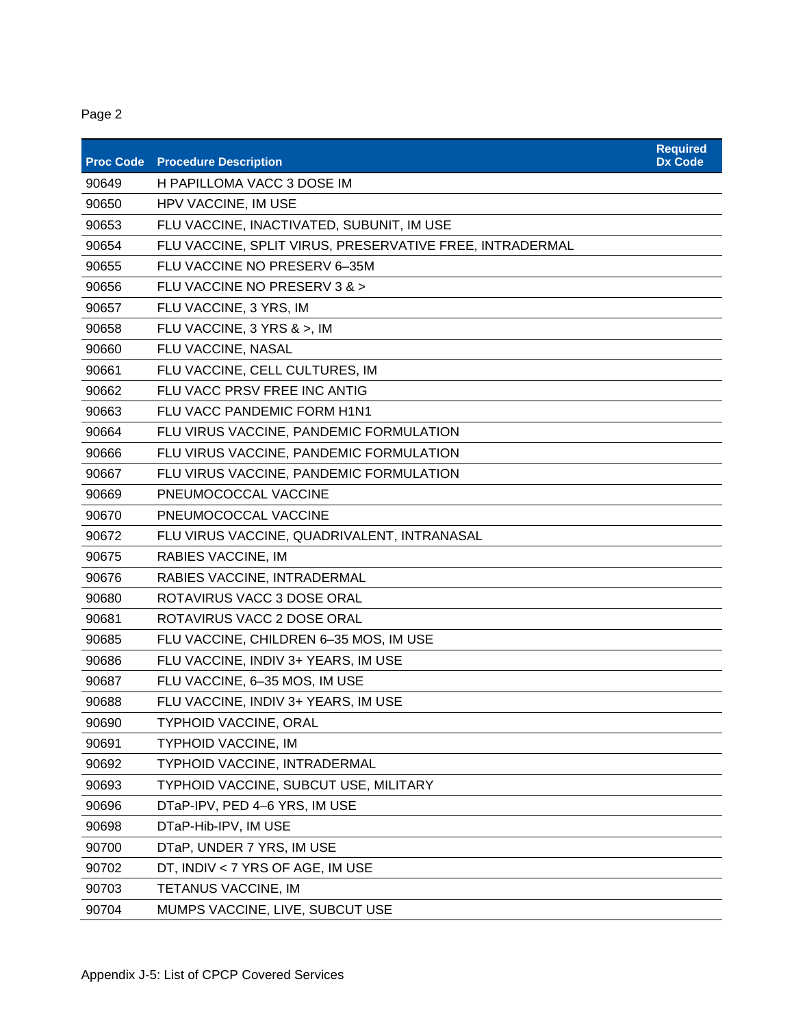| Proc Code | Procedure Description | Required Dx Code |
|---|---|---|
| 90649 | H PAPILLOMA VACC 3 DOSE IM | |
| 90650 | HPV VACCINE, IM USE | |
| 90653 | FLU VACCINE, INACTIVATED, SUBUNIT, IM USE | |
| 90654 | FLU VACCINE, SPLIT VIRUS, PRESERVATIVE FREE, INTRADERMAL | |
| 90655 | FLU VACCINE NO PRESERV 6–35M | |
| 90656 | FLU VACCINE NO PRESERV 3 & > | |
| 90657 | FLU VACCINE, 3 YRS, IM | |
| 90658 | FLU VACCINE, 3 YRS & >, IM | |
| 90660 | FLU VACCINE, NASAL | |
| 90661 | FLU VACCINE, CELL CULTURES, IM | |
| 90662 | FLU VACC PRSV FREE INC ANTIG | |
| 90663 | FLU VACC PANDEMIC FORM H1N1 | |
| 90664 | FLU VIRUS VACCINE, PANDEMIC FORMULATION | |
| 90666 | FLU VIRUS VACCINE, PANDEMIC FORMULATION | |
| 90667 | FLU VIRUS VACCINE, PANDEMIC FORMULATION | |
| 90669 | PNEUMOCOCCAL VACCINE | |
| 90670 | PNEUMOCOCCAL VACCINE | |
| 90672 | FLU VIRUS VACCINE, QUADRIVALENT, INTRANASAL | |
| 90675 | RABIES VACCINE, IM | |
| 90676 | RABIES VACCINE, INTRADERMAL | |
| 90680 | ROTAVIRUS VACC 3 DOSE ORAL | |
| 90681 | ROTAVIRUS VACC 2 DOSE ORAL | |
| 90685 | FLU VACCINE, CHILDREN 6–35 MOS, IM USE | |
| 90686 | FLU VACCINE, INDIV 3+ YEARS, IM USE | |
| 90687 | FLU VACCINE, 6–35 MOS, IM USE | |
| 90688 | FLU VACCINE, INDIV 3+ YEARS, IM USE | |
| 90690 | TYPHOID VACCINE, ORAL | |
| 90691 | TYPHOID VACCINE, IM | |
| 90692 | TYPHOID VACCINE, INTRADERMAL | |
| 90693 | TYPHOID VACCINE, SUBCUT USE, MILITARY | |
| 90696 | DTaP-IPV, PED 4–6 YRS, IM USE | |
| 90698 | DTaP-Hib-IPV, IM USE | |
| 90700 | DTaP, UNDER 7 YRS, IM USE | |
| 90702 | DT, INDIV < 7 YRS OF AGE, IM USE | |
| 90703 | TETANUS VACCINE, IM | |
| 90704 | MUMPS VACCINE, LIVE, SUBCUT USE | |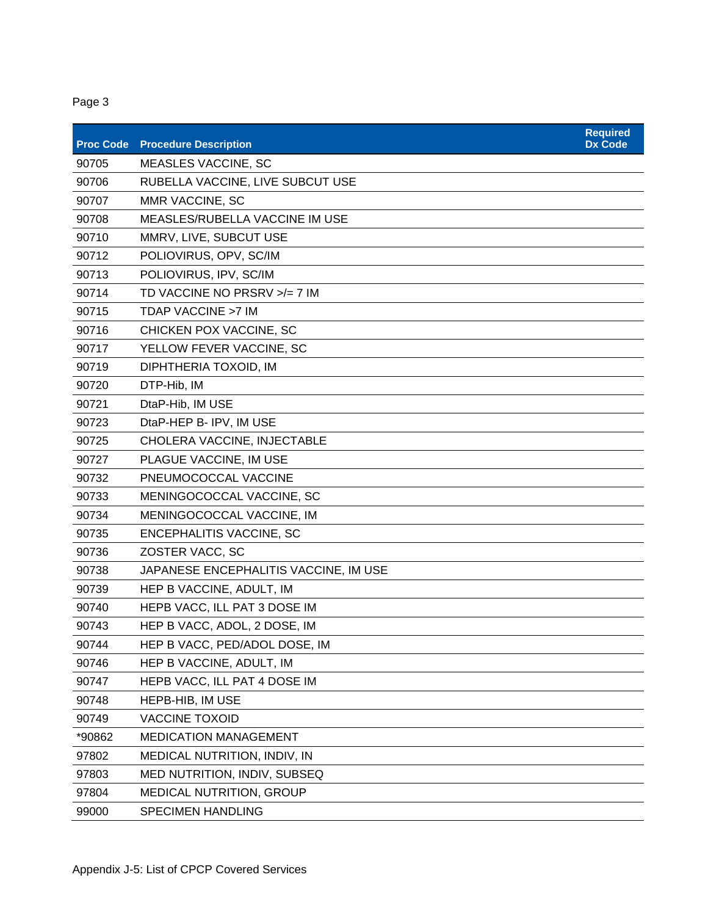| Proc Code | Procedure Description | Required Dx Code |
|---|---|---|
| 90705 | MEASLES VACCINE, SC | |
| 90706 | RUBELLA VACCINE, LIVE SUBCUT USE | |
| 90707 | MMR VACCINE, SC | |
| 90708 | MEASLES/RUBELLA VACCINE IM USE | |
| 90710 | MMRV, LIVE, SUBCUT USE | |
| 90712 | POLIOVIRUS, OPV, SC/IM | |
| 90713 | POLIOVIRUS, IPV, SC/IM | |
| 90714 | TD VACCINE NO PRSRV >/= 7 IM | |
| 90715 | TDAP VACCINE >7 IM | |
| 90716 | CHICKEN POX VACCINE, SC | |
| 90717 | YELLOW FEVER VACCINE, SC | |
| 90719 | DIPHTHERIA TOXOID, IM | |
| 90720 | DTP-Hib, IM | |
| 90721 | DtaP-Hib, IM USE | |
| 90723 | DtaP-HEP B- IPV, IM USE | |
| 90725 | CHOLERA VACCINE, INJECTABLE | |
| 90727 | PLAGUE VACCINE, IM USE | |
| 90732 | PNEUMOCOCCAL VACCINE | |
| 90733 | MENINGOCOCCAL VACCINE, SC | |
| 90734 | MENINGOCOCCAL VACCINE, IM | |
| 90735 | ENCEPHALITIS VACCINE, SC | |
| 90736 | ZOSTER VACC, SC | |
| 90738 | JAPANESE ENCEPHALITIS VACCINE, IM USE | |
| 90739 | HEP B VACCINE, ADULT, IM | |
| 90740 | HEPB VACC, ILL PAT 3 DOSE IM | |
| 90743 | HEP B VACC, ADOL, 2 DOSE, IM | |
| 90744 | HEP B VACC, PED/ADOL DOSE, IM | |
| 90746 | HEP B VACCINE, ADULT, IM | |
| 90747 | HEPB VACC, ILL PAT 4 DOSE IM | |
| 90748 | HEPB-HIB, IM USE | |
| 90749 | VACCINE TOXOID | |
| *90862 | MEDICATION MANAGEMENT | |
| 97802 | MEDICAL NUTRITION, INDIV, IN | |
| 97803 | MED NUTRITION, INDIV, SUBSEQ | |
| 97804 | MEDICAL NUTRITION, GROUP | |
| 99000 | SPECIMEN HANDLING | |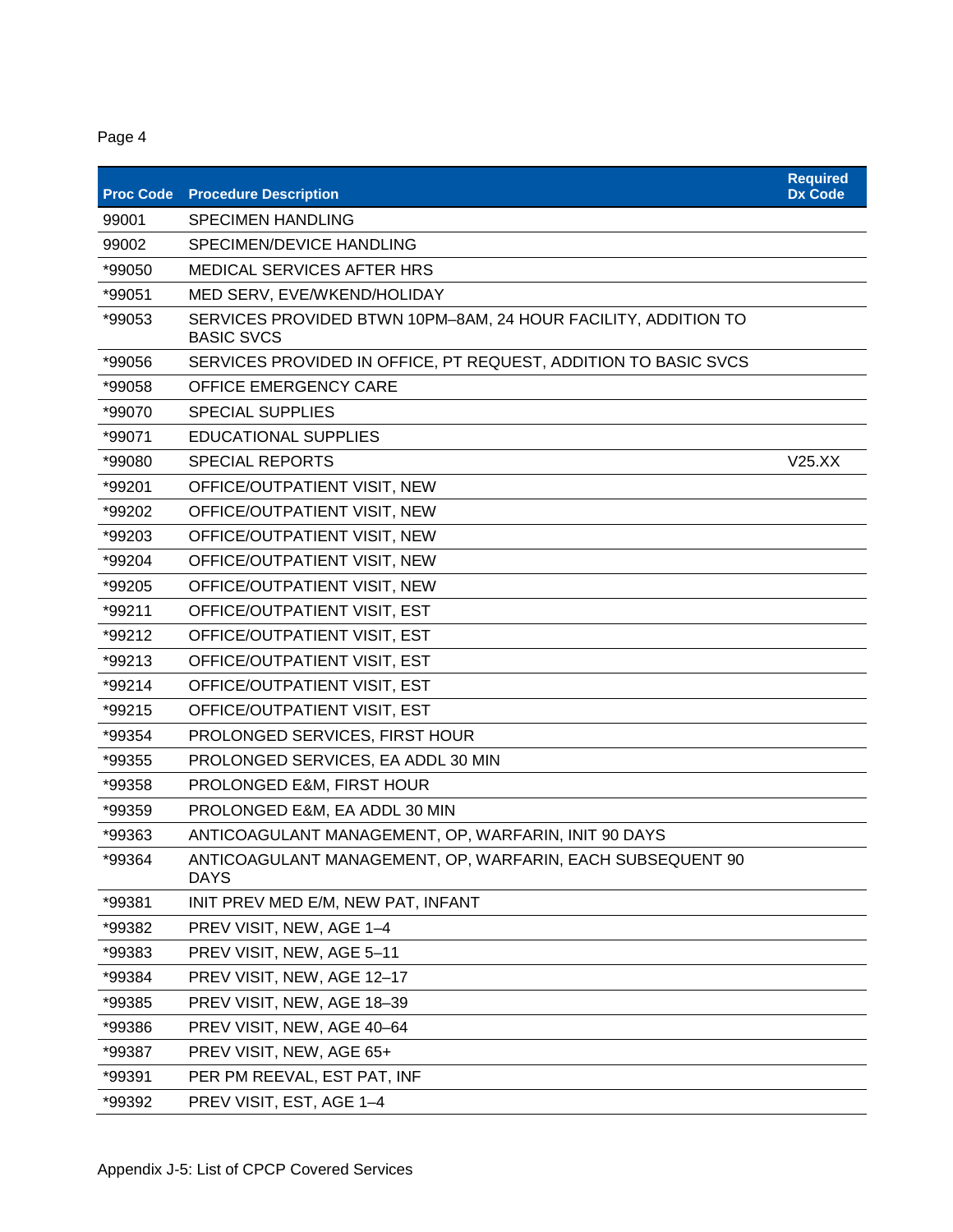| Proc Code | Procedure Description | Required Dx Code |
|---|---|---|
| 99001 | SPECIMEN HANDLING | |
| 99002 | SPECIMEN/DEVICE HANDLING | |
| *99050 | MEDICAL SERVICES AFTER HRS | |
| *99051 | MED SERV, EVE/WKEND/HOLIDAY | |
| *99053 | SERVICES PROVIDED BTWN 10PM–8AM, 24 HOUR FACILITY, ADDITION TO BASIC SVCS | |
| *99056 | SERVICES PROVIDED IN OFFICE, PT REQUEST, ADDITION TO BASIC SVCS | |
| *99058 | OFFICE EMERGENCY CARE | |
| *99070 | SPECIAL SUPPLIES | |
| *99071 | EDUCATIONAL SUPPLIES | |
| *99080 | SPECIAL REPORTS | V25.XX |
| *99201 | OFFICE/OUTPATIENT VISIT, NEW | |
| *99202 | OFFICE/OUTPATIENT VISIT, NEW | |
| *99203 | OFFICE/OUTPATIENT VISIT, NEW | |
| *99204 | OFFICE/OUTPATIENT VISIT, NEW | |
| *99205 | OFFICE/OUTPATIENT VISIT, NEW | |
| *99211 | OFFICE/OUTPATIENT VISIT, EST | |
| *99212 | OFFICE/OUTPATIENT VISIT, EST | |
| *99213 | OFFICE/OUTPATIENT VISIT, EST | |
| *99214 | OFFICE/OUTPATIENT VISIT, EST | |
| *99215 | OFFICE/OUTPATIENT VISIT, EST | |
| *99354 | PROLONGED SERVICES, FIRST HOUR | |
| *99355 | PROLONGED SERVICES, EA ADDL 30 MIN | |
| *99358 | PROLONGED E&M, FIRST HOUR | |
| *99359 | PROLONGED E&M, EA ADDL 30 MIN | |
| *99363 | ANTICOAGULANT MANAGEMENT, OP, WARFARIN, INIT 90 DAYS | |
| *99364 | ANTICOAGULANT MANAGEMENT, OP, WARFARIN, EACH SUBSEQUENT 90 DAYS | |
| *99381 | INIT PREV MED E/M, NEW PAT, INFANT | |
| *99382 | PREV VISIT, NEW, AGE 1–4 | |
| *99383 | PREV VISIT, NEW, AGE 5–11 | |
| *99384 | PREV VISIT, NEW, AGE 12–17 | |
| *99385 | PREV VISIT, NEW, AGE 18–39 | |
| *99386 | PREV VISIT, NEW, AGE 40–64 | |
| *99387 | PREV VISIT, NEW, AGE 65+ | |
| *99391 | PER PM REEVAL, EST PAT, INF | |
| *99392 | PREV VISIT, EST, AGE 1–4 | |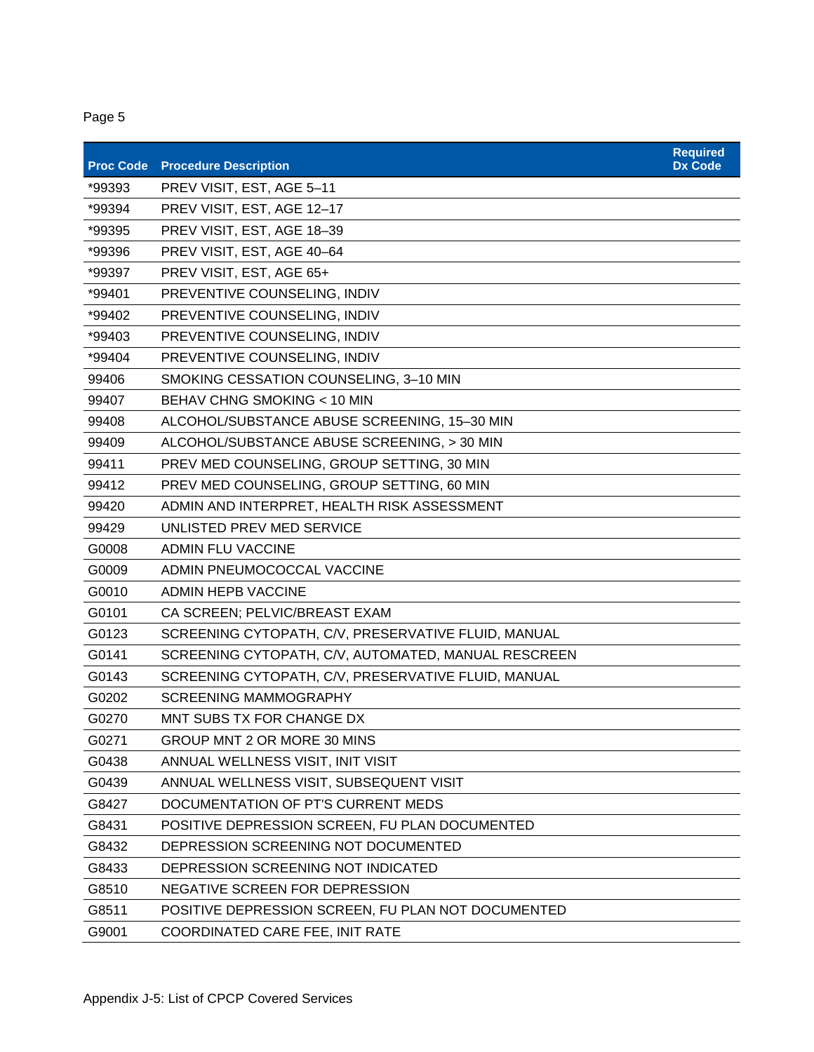| Proc Code | Procedure Description | Required Dx Code |
|---|---|---|
| *99393 | PREV VISIT, EST, AGE 5–11 | |
| *99394 | PREV VISIT, EST, AGE 12–17 | |
| *99395 | PREV VISIT, EST, AGE 18–39 | |
| *99396 | PREV VISIT, EST, AGE 40–64 | |
| *99397 | PREV VISIT, EST, AGE 65+ | |
| *99401 | PREVENTIVE COUNSELING, INDIV | |
| *99402 | PREVENTIVE COUNSELING, INDIV | |
| *99403 | PREVENTIVE COUNSELING, INDIV | |
| *99404 | PREVENTIVE COUNSELING, INDIV | |
| 99406 | SMOKING CESSATION COUNSELING, 3–10 MIN | |
| 99407 | BEHAV CHNG SMOKING < 10 MIN | |
| 99408 | ALCOHOL/SUBSTANCE ABUSE SCREENING, 15–30 MIN | |
| 99409 | ALCOHOL/SUBSTANCE ABUSE SCREENING, > 30 MIN | |
| 99411 | PREV MED COUNSELING, GROUP SETTING, 30 MIN | |
| 99412 | PREV MED COUNSELING, GROUP SETTING, 60 MIN | |
| 99420 | ADMIN AND INTERPRET, HEALTH RISK ASSESSMENT | |
| 99429 | UNLISTED PREV MED SERVICE | |
| G0008 | ADMIN FLU VACCINE | |
| G0009 | ADMIN PNEUMOCOCCAL VACCINE | |
| G0010 | ADMIN HEPB VACCINE | |
| G0101 | CA SCREEN; PELVIC/BREAST EXAM | |
| G0123 | SCREENING CYTOPATH, C/V, PRESERVATIVE FLUID, MANUAL | |
| G0141 | SCREENING CYTOPATH, C/V, AUTOMATED, MANUAL RESCREEN | |
| G0143 | SCREENING CYTOPATH, C/V, PRESERVATIVE FLUID, MANUAL | |
| G0202 | SCREENING MAMMOGRAPHY | |
| G0270 | MNT SUBS TX FOR CHANGE DX | |
| G0271 | GROUP MNT 2 OR MORE 30 MINS | |
| G0438 | ANNUAL WELLNESS VISIT, INIT VISIT | |
| G0439 | ANNUAL WELLNESS VISIT, SUBSEQUENT VISIT | |
| G8427 | DOCUMENTATION OF PT'S CURRENT MEDS | |
| G8431 | POSITIVE DEPRESSION SCREEN, FU PLAN DOCUMENTED | |
| G8432 | DEPRESSION SCREENING NOT DOCUMENTED | |
| G8433 | DEPRESSION SCREENING NOT INDICATED | |
| G8510 | NEGATIVE SCREEN FOR DEPRESSION | |
| G8511 | POSITIVE DEPRESSION SCREEN, FU PLAN NOT DOCUMENTED | |
| G9001 | COORDINATED CARE FEE, INIT RATE | |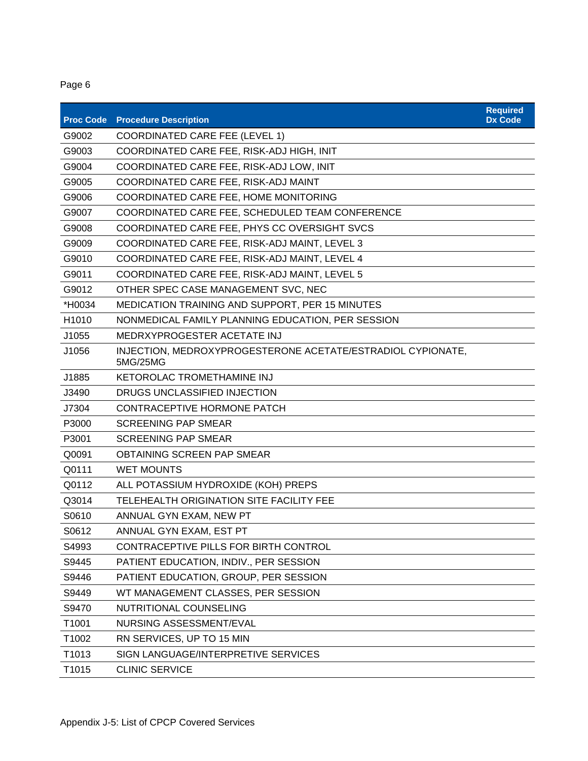| Proc Code | Procedure Description | Required Dx Code |
|---|---|---|
| G9002 | COORDINATED CARE FEE (LEVEL 1) | |
| G9003 | COORDINATED CARE FEE, RISK-ADJ HIGH, INIT | |
| G9004 | COORDINATED CARE FEE, RISK-ADJ LOW, INIT | |
| G9005 | COORDINATED CARE FEE, RISK-ADJ MAINT | |
| G9006 | COORDINATED CARE FEE, HOME MONITORING | |
| G9007 | COORDINATED CARE FEE, SCHEDULED TEAM CONFERENCE | |
| G9008 | COORDINATED CARE FEE, PHYS CC OVERSIGHT SVCS | |
| G9009 | COORDINATED CARE FEE, RISK-ADJ MAINT, LEVEL 3 | |
| G9010 | COORDINATED CARE FEE, RISK-ADJ MAINT, LEVEL 4 | |
| G9011 | COORDINATED CARE FEE, RISK-ADJ MAINT, LEVEL 5 | |
| G9012 | OTHER SPEC CASE MANAGEMENT SVC, NEC | |
| *H0034 | MEDICATION TRAINING AND SUPPORT, PER 15 MINUTES | |
| H1010 | NONMEDICAL FAMILY PLANNING EDUCATION, PER SESSION | |
| J1055 | MEDRXYPROGESTER ACETATE INJ | |
| J1056 | INJECTION, MEDROXYPROGESTERONE ACETATE/ESTRADIOL CYPIONATE, 5MG/25MG | |
| J1885 | KETOROLAC TROMETHAMINE INJ | |
| J3490 | DRUGS UNCLASSIFIED INJECTION | |
| J7304 | CONTRACEPTIVE HORMONE PATCH | |
| P3000 | SCREENING PAP SMEAR | |
| P3001 | SCREENING PAP SMEAR | |
| Q0091 | OBTAINING SCREEN PAP SMEAR | |
| Q0111 | WET MOUNTS | |
| Q0112 | ALL POTASSIUM HYDROXIDE (KOH) PREPS | |
| Q3014 | TELEHEALTH ORIGINATION SITE FACILITY FEE | |
| S0610 | ANNUAL GYN EXAM, NEW PT | |
| S0612 | ANNUAL GYN EXAM, EST PT | |
| S4993 | CONTRACEPTIVE PILLS FOR BIRTH CONTROL | |
| S9445 | PATIENT EDUCATION, INDIV., PER SESSION | |
| S9446 | PATIENT EDUCATION, GROUP, PER SESSION | |
| S9449 | WT MANAGEMENT CLASSES, PER SESSION | |
| S9470 | NUTRITIONAL COUNSELING | |
| T1001 | NURSING ASSESSMENT/EVAL | |
| T1002 | RN SERVICES, UP TO 15 MIN | |
| T1013 | SIGN LANGUAGE/INTERPRETIVE SERVICES | |
| T1015 | CLINIC SERVICE | |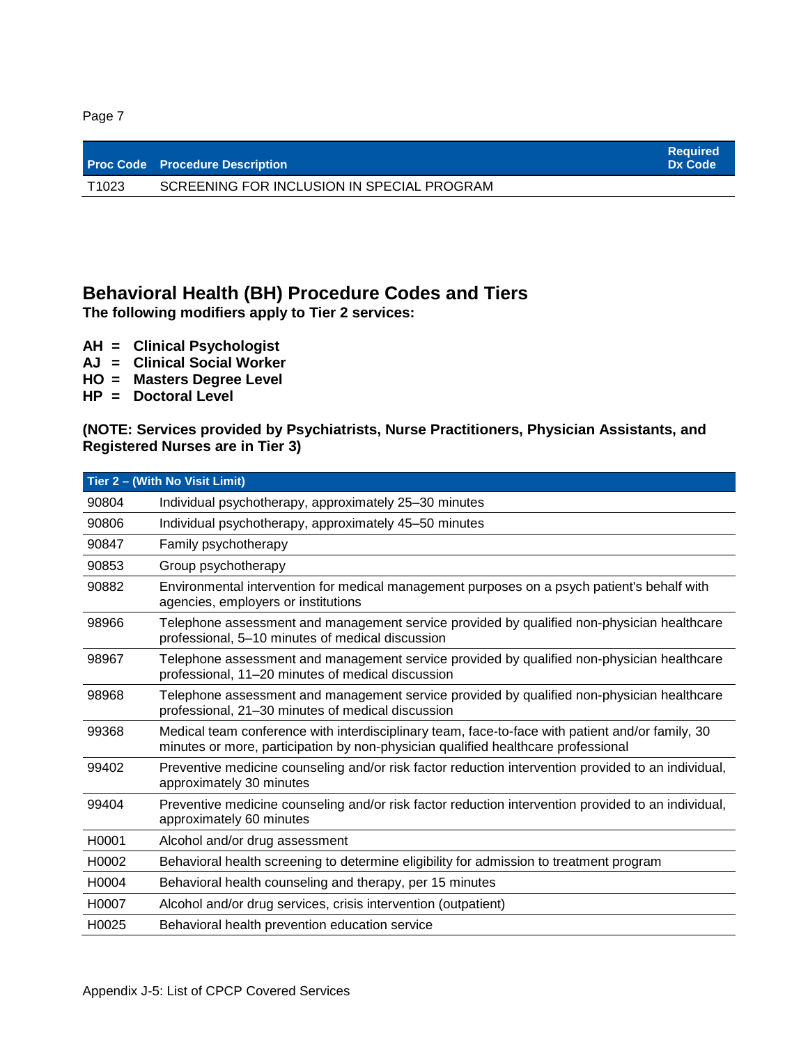| Proc Code | Procedure Description | Required Dx Code |
|---|---|---|
| T1023 | SCREENING FOR INCLUSION IN SPECIAL PROGRAM | |

## Behavioral Health (BH) Procedure Codes and Tiers

**The following modifiers apply to Tier 2 services:**

**AH = Clinical Psychologist**
**AJ = Clinical Social Worker**
**HO = Masters Degree Level**
**HP = Doctoral Level**

**(NOTE: Services provided by Psychiatrists, Nurse Practitioners, Physician Assistants, and Registered Nurses are in Tier 3)**

| Tier 2 – (With No Visit Limit) | |
|---|---|
| 90804 | Individual psychotherapy, approximately 25–30 minutes |
| 90806 | Individual psychotherapy, approximately 45–50 minutes |
| 90847 | Family psychotherapy |
| 90853 | Group psychotherapy |
| 90882 | Environmental intervention for medical management purposes on a psych patient's behalf with agencies, employers or institutions |
| 98966 | Telephone assessment and management service provided by qualified non-physician healthcare professional, 5–10 minutes of medical discussion |
| 98967 | Telephone assessment and management service provided by qualified non-physician healthcare professional, 11–20 minutes of medical discussion |
| 98968 | Telephone assessment and management service provided by qualified non-physician healthcare professional, 21–30 minutes of medical discussion |
| 99368 | Medical team conference with interdisciplinary team, face-to-face with patient and/or family, 30 minutes or more, participation by non-physician qualified healthcare professional |
| 99402 | Preventive medicine counseling and/or risk factor reduction intervention provided to an individual, approximately 30 minutes |
| 99404 | Preventive medicine counseling and/or risk factor reduction intervention provided to an individual, approximately 60 minutes |
| H0001 | Alcohol and/or drug assessment |
| H0002 | Behavioral health screening to determine eligibility for admission to treatment program |
| H0004 | Behavioral health counseling and therapy, per 15 minutes |
| H0007 | Alcohol and/or drug services, crisis intervention (outpatient) |
| H0025 | Behavioral health prevention education service |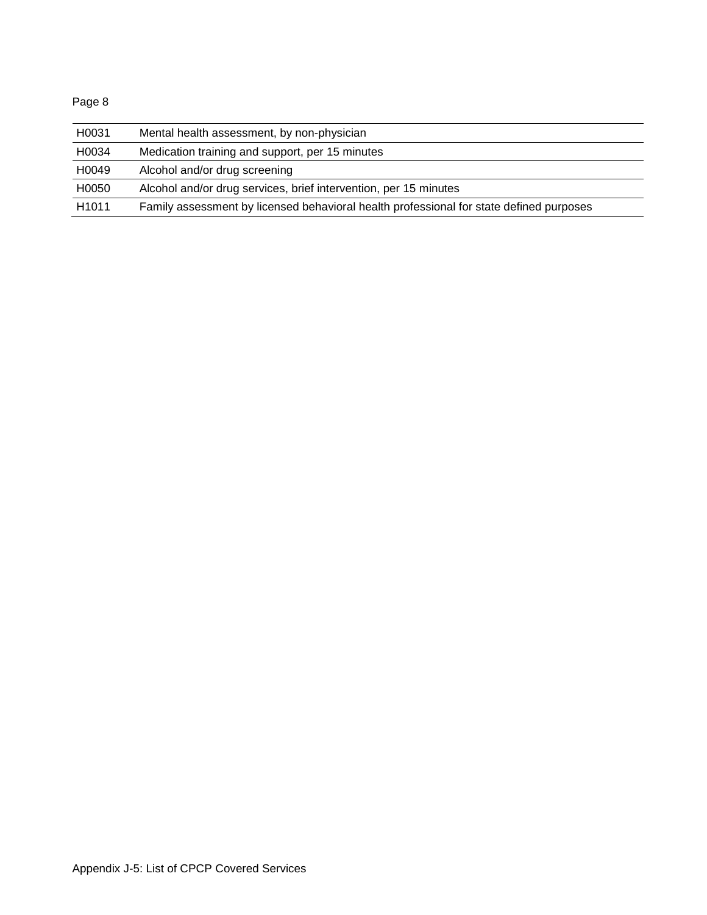| | |
|---|---|
| H0031 | Mental health assessment, by non-physician |
| H0034 | Medication training and support, per 15 minutes |
| H0049 | Alcohol and/or drug screening |
| H0050 | Alcohol and/or drug services, brief intervention, per 15 minutes |
| H1011 | Family assessment by licensed behavioral health professional for state defined purposes |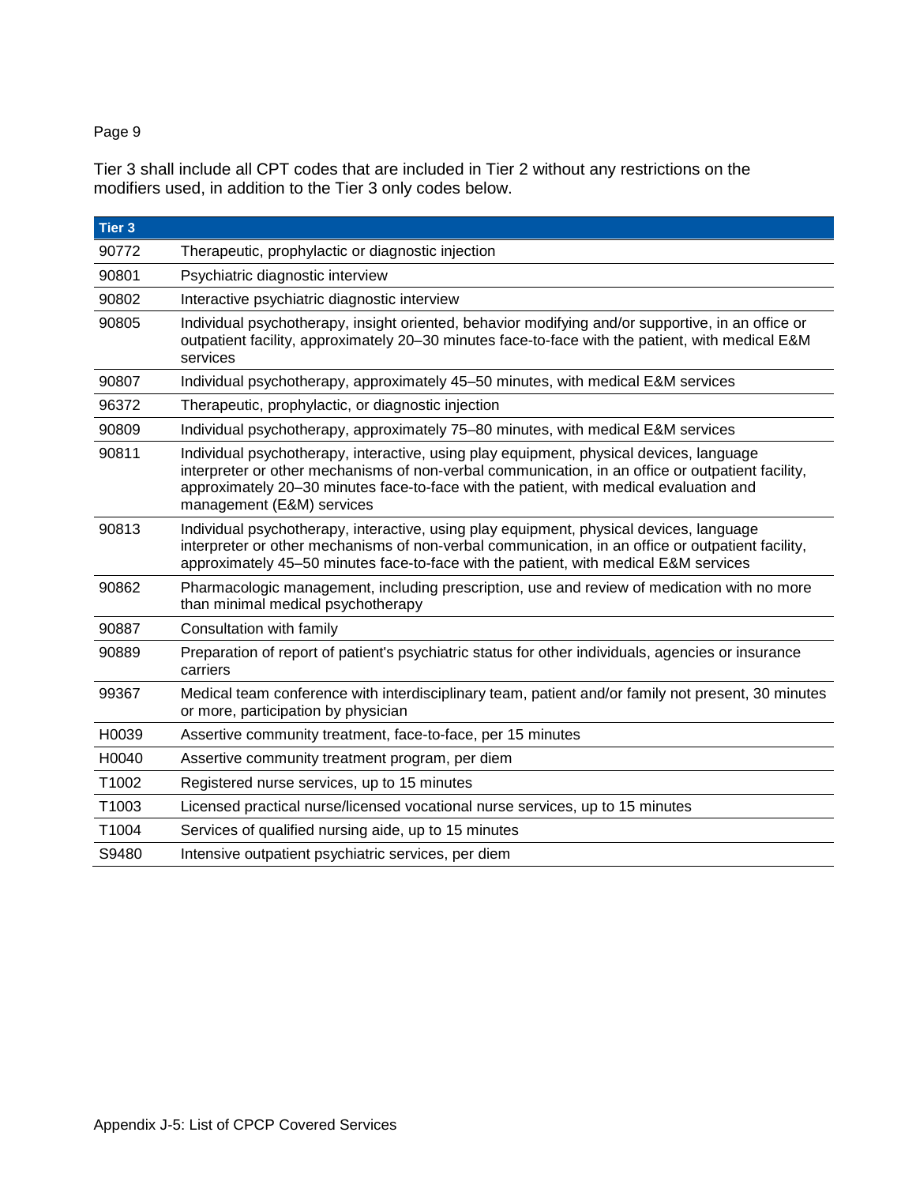Tier 3 shall include all CPT codes that are included in Tier 2 without any restrictions on the modifiers used, in addition to the Tier 3 only codes below.

| Tier 3 | |
|---|---|
| 90772 | Therapeutic, prophylactic or diagnostic injection |
| 90801 | Psychiatric diagnostic interview |
| 90802 | Interactive psychiatric diagnostic interview |
| 90805 | Individual psychotherapy, insight oriented, behavior modifying and/or supportive, in an office or outpatient facility, approximately 20–30 minutes face-to-face with the patient, with medical E&M services |
| 90807 | Individual psychotherapy, approximately 45–50 minutes, with medical E&M services |
| 96372 | Therapeutic, prophylactic, or diagnostic injection |
| 90809 | Individual psychotherapy, approximately 75–80 minutes, with medical E&M services |
| 90811 | Individual psychotherapy, interactive, using play equipment, physical devices, language interpreter or other mechanisms of non-verbal communication, in an office or outpatient facility, approximately 20–30 minutes face-to-face with the patient, with medical evaluation and management (E&M) services |
| 90813 | Individual psychotherapy, interactive, using play equipment, physical devices, language interpreter or other mechanisms of non-verbal communication, in an office or outpatient facility, approximately 45–50 minutes face-to-face with the patient, with medical E&M services |
| 90862 | Pharmacologic management, including prescription, use and review of medication with no more than minimal medical psychotherapy |
| 90887 | Consultation with family |
| 90889 | Preparation of report of patient's psychiatric status for other individuals, agencies or insurance carriers |
| 99367 | Medical team conference with interdisciplinary team, patient and/or family not present, 30 minutes or more, participation by physician |
| H0039 | Assertive community treatment, face-to-face, per 15 minutes |
| H0040 | Assertive community treatment program, per diem |
| T1002 | Registered nurse services, up to 15 minutes |
| T1003 | Licensed practical nurse/licensed vocational nurse services, up to 15 minutes |
| T1004 | Services of qualified nursing aide, up to 15 minutes |
| S9480 | Intensive outpatient psychiatric services, per diem |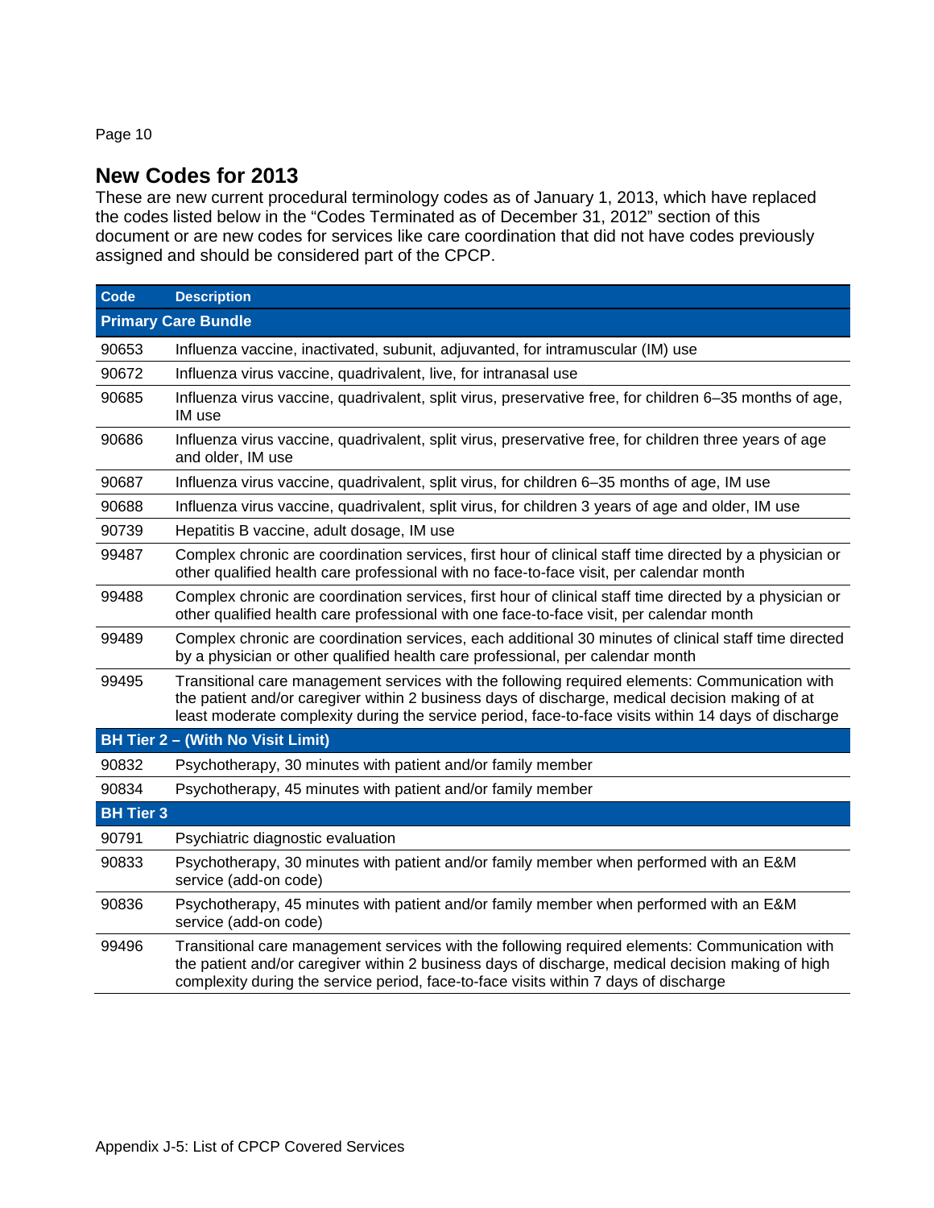## New Codes for 2013

These are new current procedural terminology codes as of January 1, 2013, which have replaced the codes listed below in the "Codes Terminated as of December 31, 2012" section of this document or are new codes for services like care coordination that did not have codes previously assigned and should be considered part of the CPCP.

| Code | Description |
|---|---|
| **Primary Care Bundle** | |
| 90653 | Influenza vaccine, inactivated, subunit, adjuvanted, for intramuscular (IM) use |
| 90672 | Influenza virus vaccine, quadrivalent, live, for intranasal use |
| 90685 | Influenza virus vaccine, quadrivalent, split virus, preservative free, for children 6–35 months of age, IM use |
| 90686 | Influenza virus vaccine, quadrivalent, split virus, preservative free, for children three years of age and older, IM use |
| 90687 | Influenza virus vaccine, quadrivalent, split virus, for children 6–35 months of age, IM use |
| 90688 | Influenza virus vaccine, quadrivalent, split virus, for children 3 years of age and older, IM use |
| 90739 | Hepatitis B vaccine, adult dosage, IM use |
| 99487 | Complex chronic are coordination services, first hour of clinical staff time directed by a physician or other qualified health care professional with no face-to-face visit, per calendar month |
| 99488 | Complex chronic are coordination services, first hour of clinical staff time directed by a physician or other qualified health care professional with one face-to-face visit, per calendar month |
| 99489 | Complex chronic are coordination services, each additional 30 minutes of clinical staff time directed by a physician or other qualified health care professional, per calendar month |
| 99495 | Transitional care management services with the following required elements: Communication with the patient and/or caregiver within 2 business days of discharge, medical decision making of at least moderate complexity during the service period, face-to-face visits within 14 days of discharge |
| **BH Tier 2 – (With No Visit Limit)** | |
| 90832 | Psychotherapy, 30 minutes with patient and/or family member |
| 90834 | Psychotherapy, 45 minutes with patient and/or family member |
| **BH Tier 3** | |
| 90791 | Psychiatric diagnostic evaluation |
| 90833 | Psychotherapy, 30 minutes with patient and/or family member when performed with an E&M service (add-on code) |
| 90836 | Psychotherapy, 45 minutes with patient and/or family member when performed with an E&M service (add-on code) |
| 99496 | Transitional care management services with the following required elements: Communication with the patient and/or caregiver within 2 business days of discharge, medical decision making of high complexity during the service period, face-to-face visits within 7 days of discharge |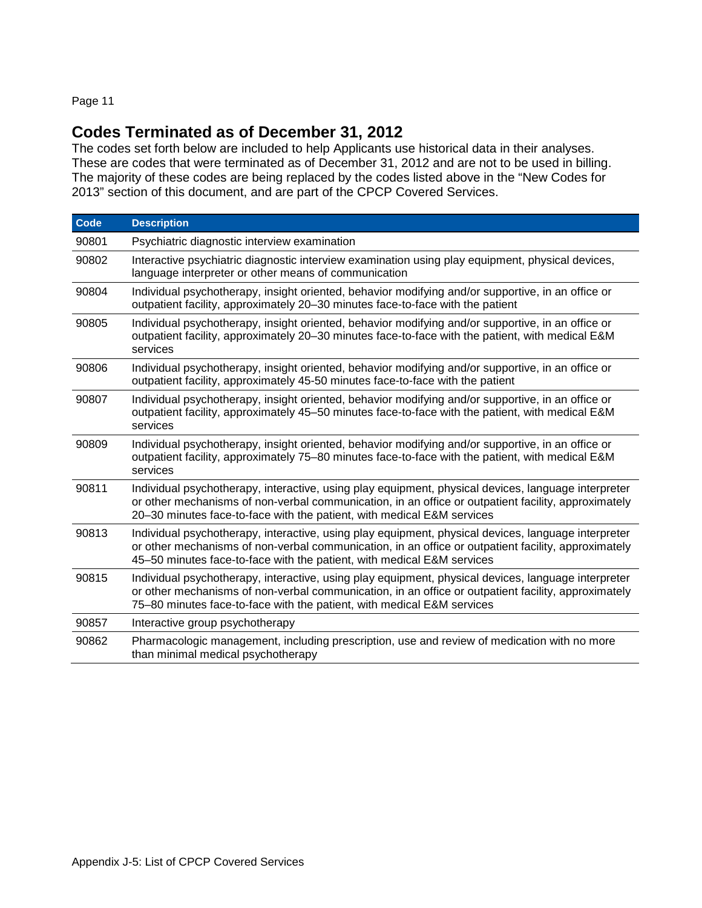## Codes Terminated as of December 31, 2012

The codes set forth below are included to help Applicants use historical data in their analyses. These are codes that were terminated as of December 31, 2012 and are not to be used in billing. The majority of these codes are being replaced by the codes listed above in the "New Codes for 2013" section of this document, and are part of the CPCP Covered Services.

| Code | Description |
|---|---|
| 90801 | Psychiatric diagnostic interview examination |
| 90802 | Interactive psychiatric diagnostic interview examination using play equipment, physical devices, language interpreter or other means of communication |
| 90804 | Individual psychotherapy, insight oriented, behavior modifying and/or supportive, in an office or outpatient facility, approximately 20–30 minutes face-to-face with the patient |
| 90805 | Individual psychotherapy, insight oriented, behavior modifying and/or supportive, in an office or outpatient facility, approximately 20–30 minutes face-to-face with the patient, with medical E&M services |
| 90806 | Individual psychotherapy, insight oriented, behavior modifying and/or supportive, in an office or outpatient facility, approximately 45-50 minutes face-to-face with the patient |
| 90807 | Individual psychotherapy, insight oriented, behavior modifying and/or supportive, in an office or outpatient facility, approximately 45–50 minutes face-to-face with the patient, with medical E&M services |
| 90809 | Individual psychotherapy, insight oriented, behavior modifying and/or supportive, in an office or outpatient facility, approximately 75–80 minutes face-to-face with the patient, with medical E&M services |
| 90811 | Individual psychotherapy, interactive, using play equipment, physical devices, language interpreter or other mechanisms of non-verbal communication, in an office or outpatient facility, approximately 20–30 minutes face-to-face with the patient, with medical E&M services |
| 90813 | Individual psychotherapy, interactive, using play equipment, physical devices, language interpreter or other mechanisms of non-verbal communication, in an office or outpatient facility, approximately 45–50 minutes face-to-face with the patient, with medical E&M services |
| 90815 | Individual psychotherapy, interactive, using play equipment, physical devices, language interpreter or other mechanisms of non-verbal communication, in an office or outpatient facility, approximately 75–80 minutes face-to-face with the patient, with medical E&M services |
| 90857 | Interactive group psychotherapy |
| 90862 | Pharmacologic management, including prescription, use and review of medication with no more than minimal medical psychotherapy |